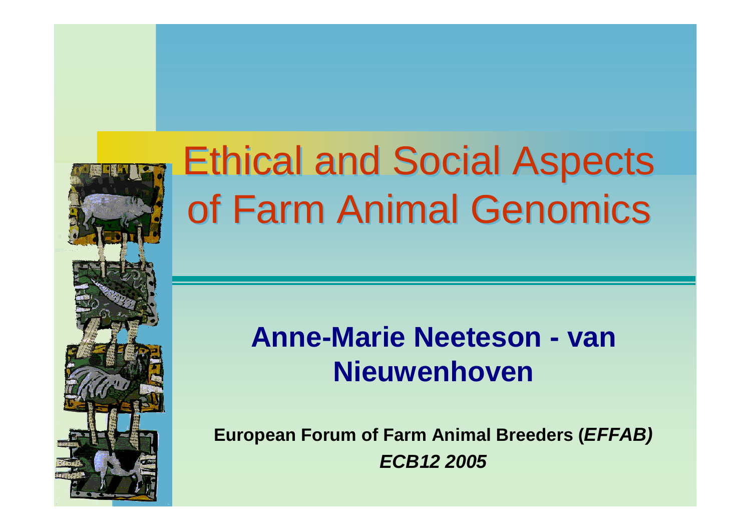# Ethical and Social Aspects of Farm Animal Genomics

**Anne-Marie Neeteson - van Nieuwenhoven**

**European Forum of Farm Animal Breeders (*EFFAB)***

***ECB12 2005***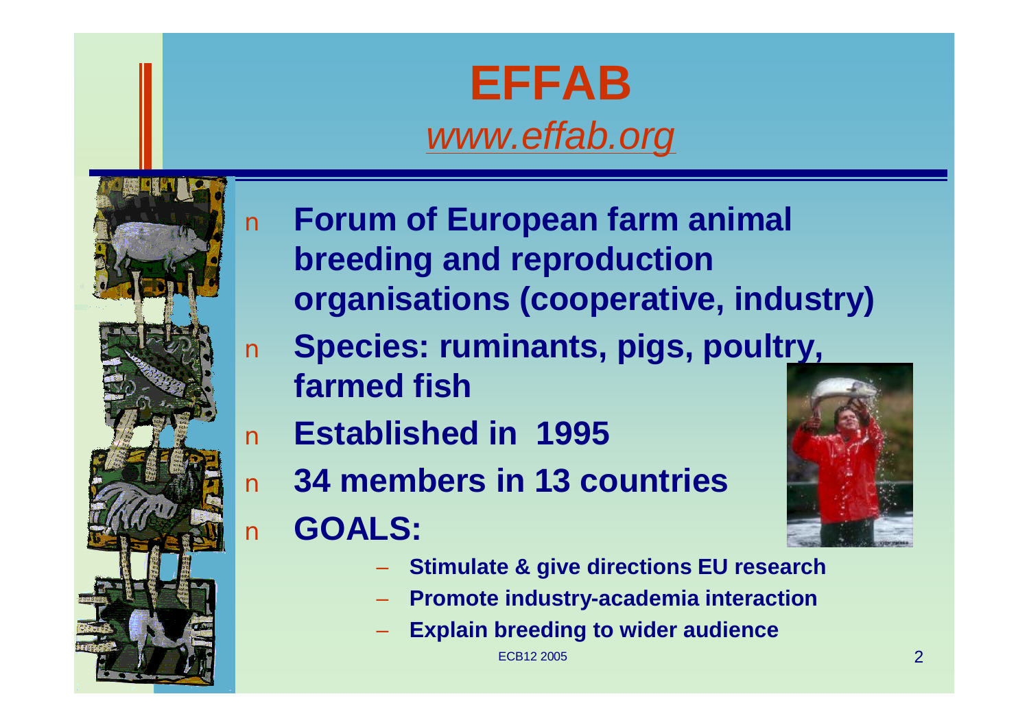# EFFAB

*www.effab.org*

- **Forum of European farm animal breeding and reproduction organisations (cooperative, industry)**
- **Species: ruminants, pigs, poultry, farmed fish**
- **Established in 1995**
- **34 members in 13 countries**
- **GOALS:**
  - **Stimulate & give directions EU research**
  - **Promote industry-academia interaction**
  - **Explain breeding to wider audience**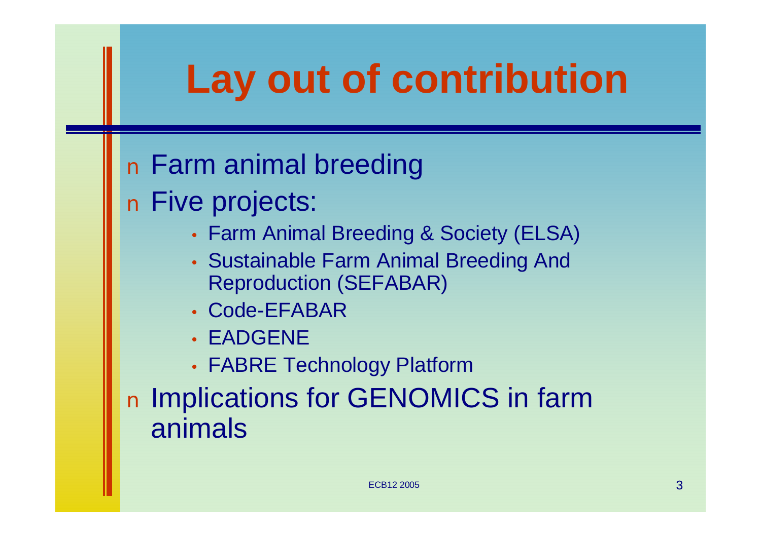# Lay out of contribution

- Farm animal breeding
- Five projects:
  - Farm Animal Breeding & Society (ELSA)
  - Sustainable Farm Animal Breeding And Reproduction (SEFABAR)
  - Code-EFABAR
  - EADGENE
  - FABRE Technology Platform
- Implications for GENOMICS in farm animals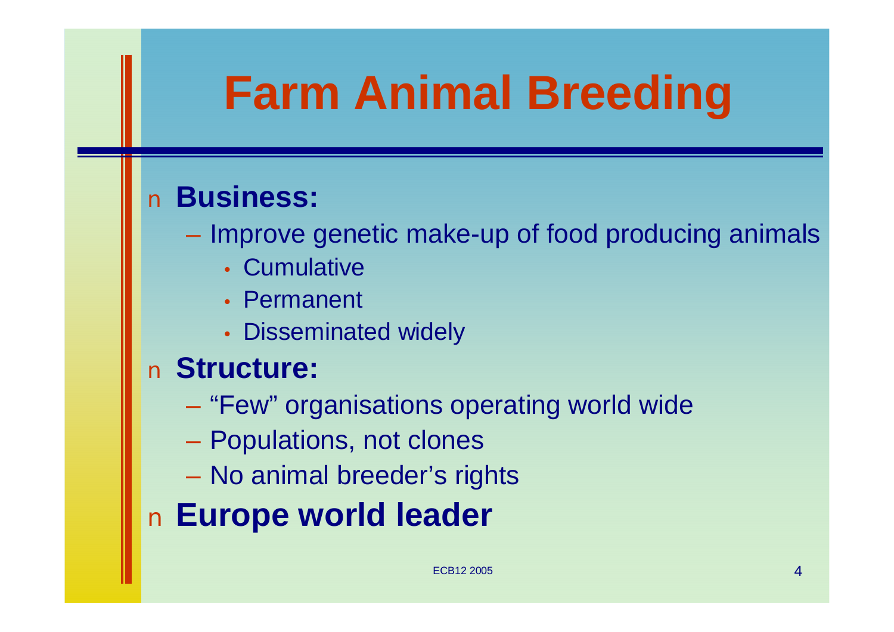# Farm Animal Breeding

- **Business:**
  - Improve genetic make-up of food producing animals
    - Cumulative
    - Permanent
    - Disseminated widely
- **Structure:**
  - “Few” organisations operating world wide
  - Populations, not clones
  - No animal breeder’s rights
- **Europe world leader**

ECB12 2005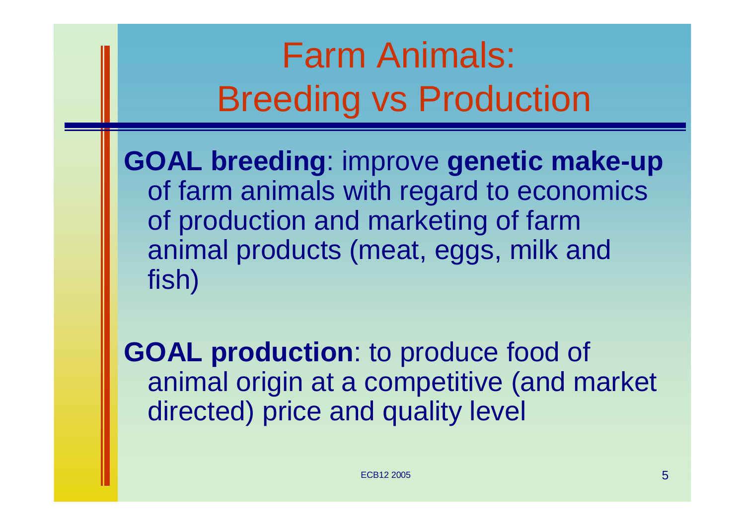# Farm Animals: Breeding vs Production

**GOAL breeding**: improve **genetic make-up** of farm animals with regard to economics of production and marketing of farm animal products (meat, eggs, milk and fish)

**GOAL production**: to produce food of animal origin at a competitive (and market directed) price and quality level

ECB12 2005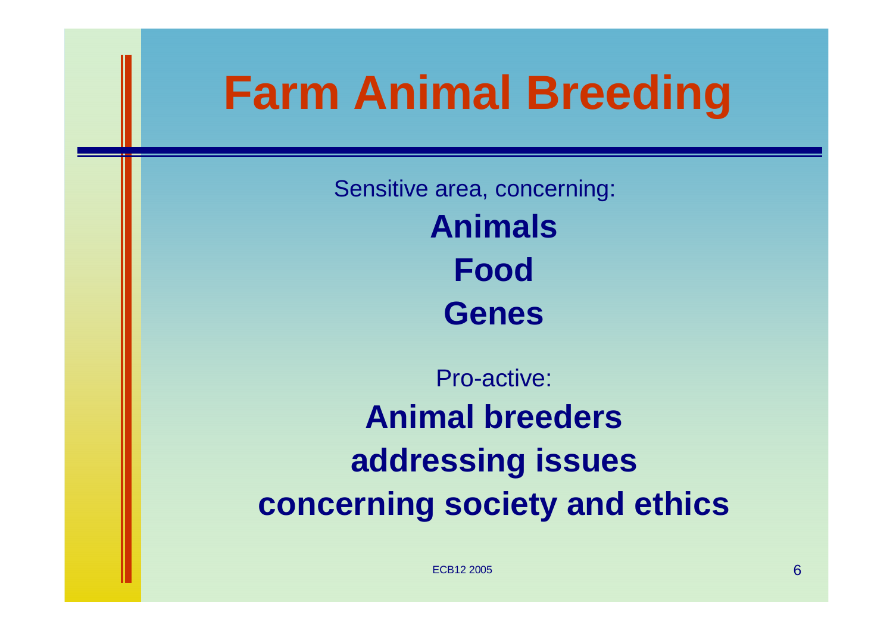# Farm Animal Breeding

Sensitive area, concerning:

**Animals**

**Food**

**Genes**

Pro-active:

**Animal breeders addressing issues concerning society and ethics**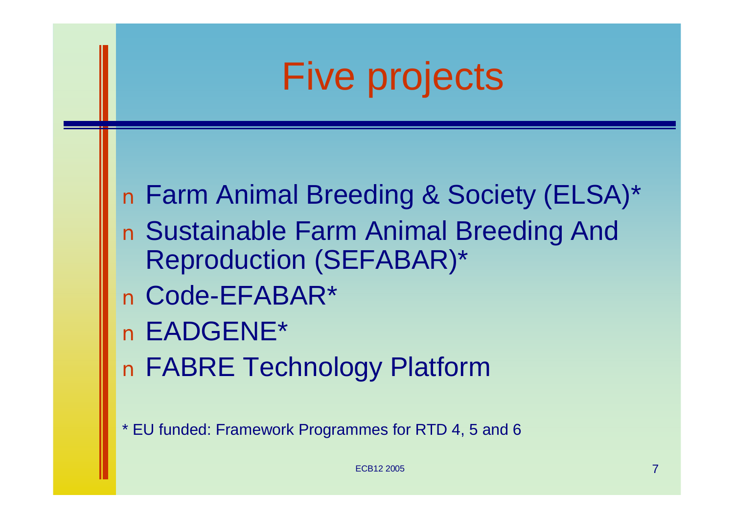# Five projects

- Farm Animal Breeding & Society (ELSA)*
- Sustainable Farm Animal Breeding And Reproduction (SEFABAR)*
- Code-EFABAR*
- EADGENE*
- FABRE Technology Platform

* EU funded: Framework Programmes for RTD 4, 5 and 6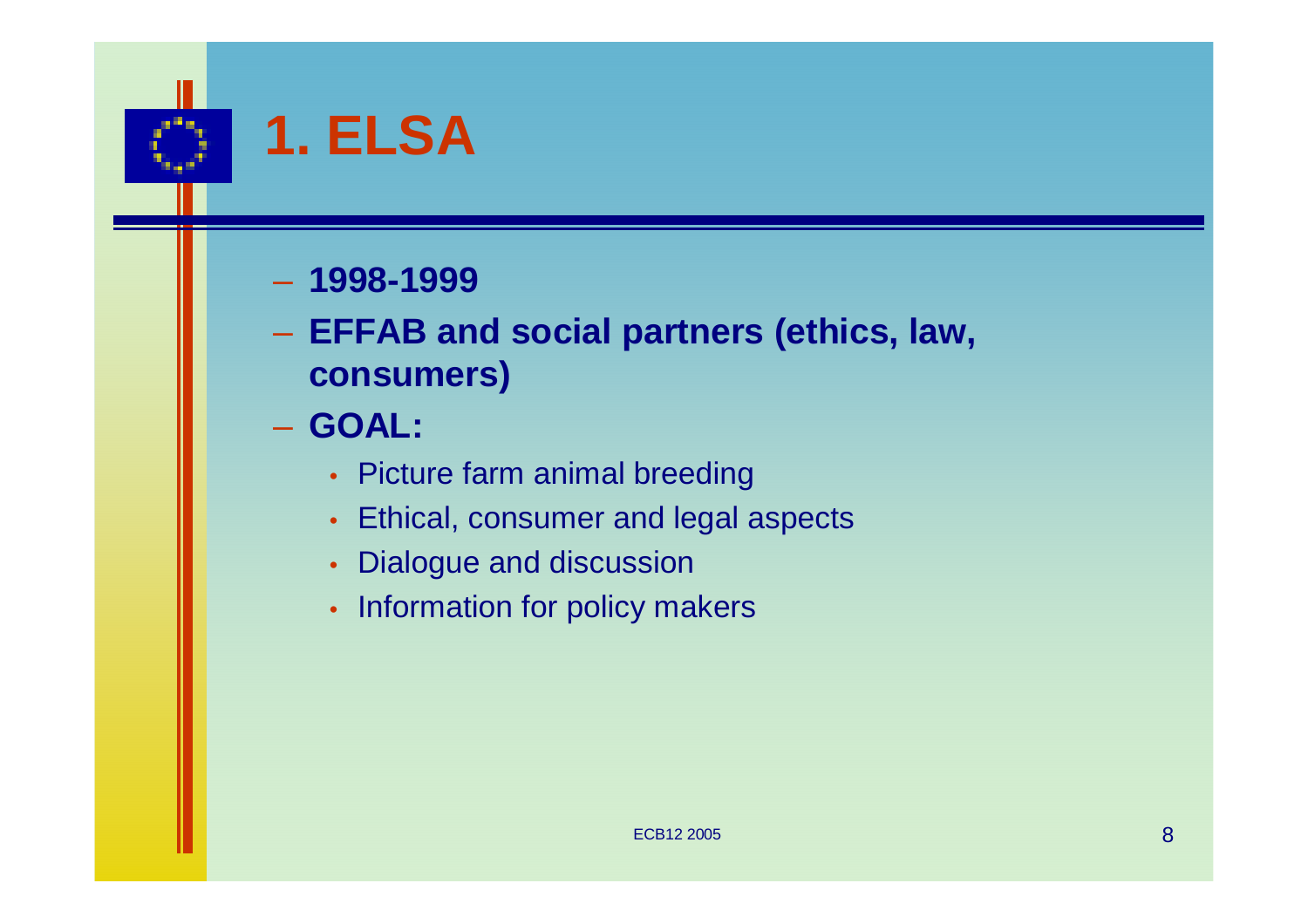# 1. ELSA

- **1998-1999**
- **EFFAB and social partners (ethics, law, consumers)**
- **GOAL:**
  - Picture farm animal breeding
  - Ethical, consumer and legal aspects
  - Dialogue and discussion
  - Information for policy makers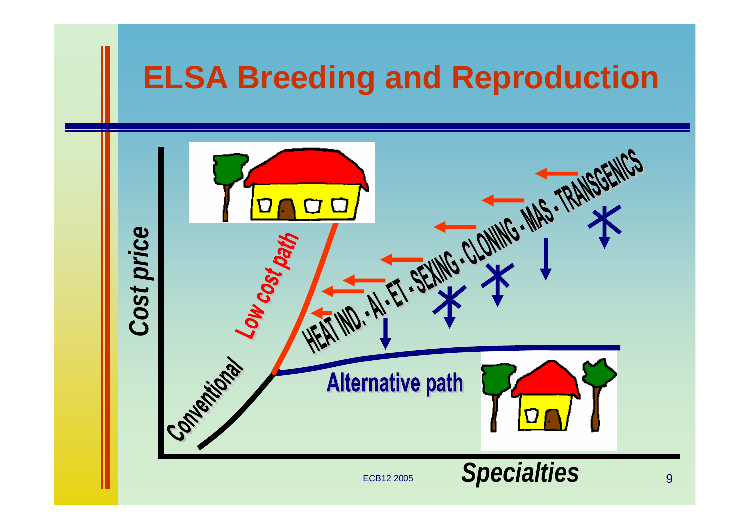# ELSA Breeding and Reproduction

Cost price

Specialties

Conventional

Low cost path

Alternative path

HEAT IND. - AI - ET - SEXING - CLONING - MAS - TRANSGENICS

ECB12 2005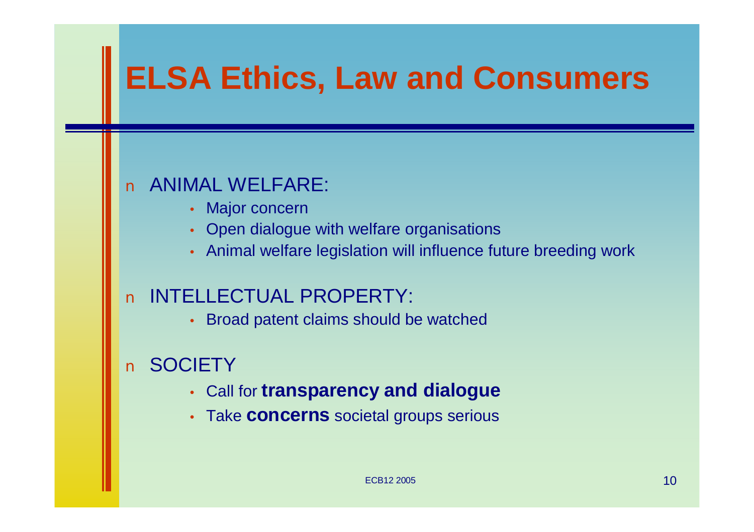# ELSA Ethics, Law and Consumers

- ANIMAL WELFARE:
  - Major concern
  - Open dialogue with welfare organisations
  - Animal welfare legislation will influence future breeding work

- INTELLECTUAL PROPERTY:
  - Broad patent claims should be watched

- SOCIETY
  - Call for **transparency and dialogue**
  - Take **concerns** societal groups serious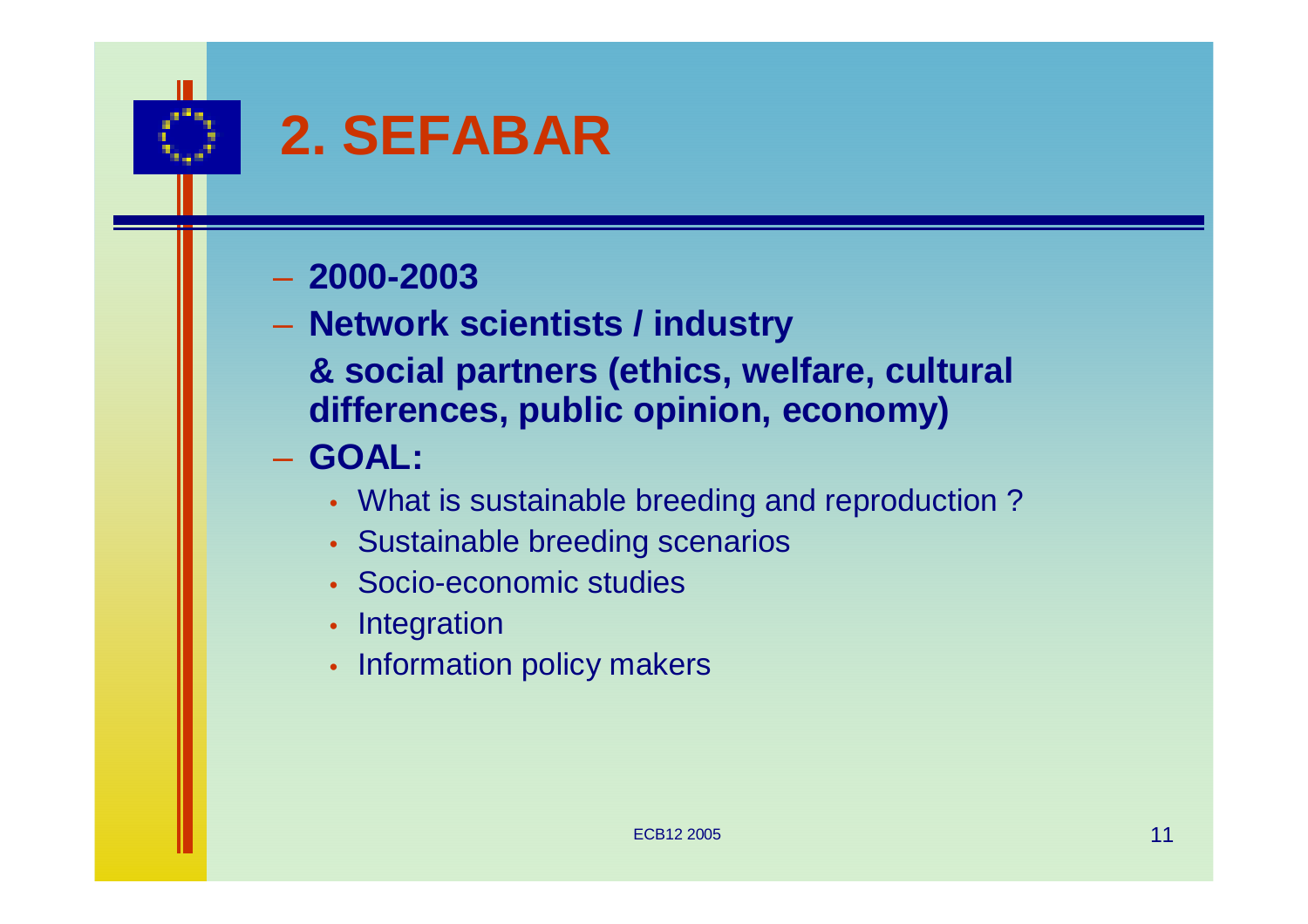# 2. SEFABAR

- **2000-2003**
- **Network scientists / industry**
  **& social partners (ethics, welfare, cultural differences, public opinion, economy)**
- **GOAL:**
  - What is sustainable breeding and reproduction ?
  - Sustainable breeding scenarios
  - Socio-economic studies
  - Integration
  - Information policy makers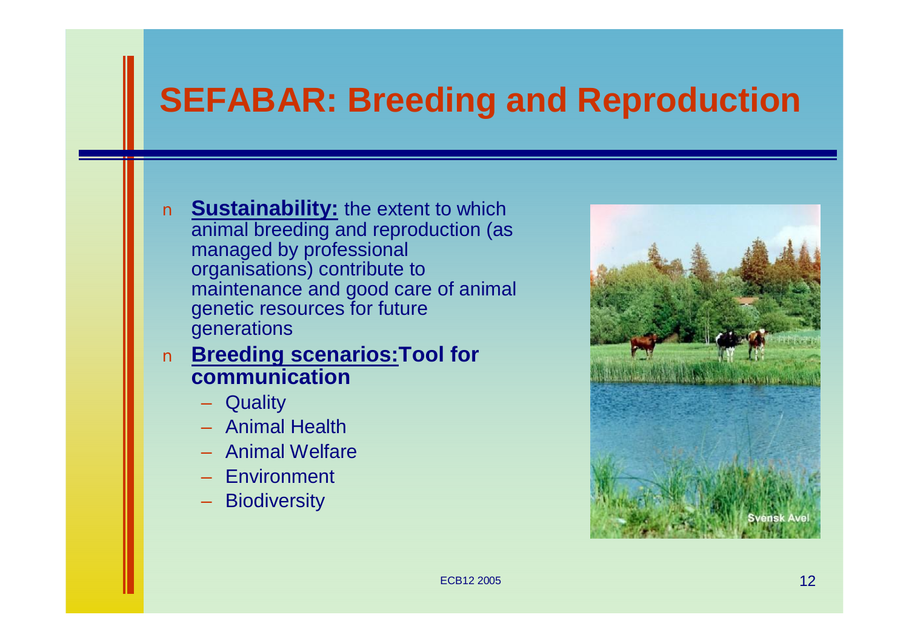# SEFABAR: Breeding and Reproduction

- **Sustainability:** the extent to which animal breeding and reproduction (as managed by professional organisations) contribute to maintenance and good care of animal genetic resources for future generations
- **Breeding scenarios:Tool for communication**
  - Quality
  - Animal Health
  - Animal Welfare
  - Environment
  - Biodiversity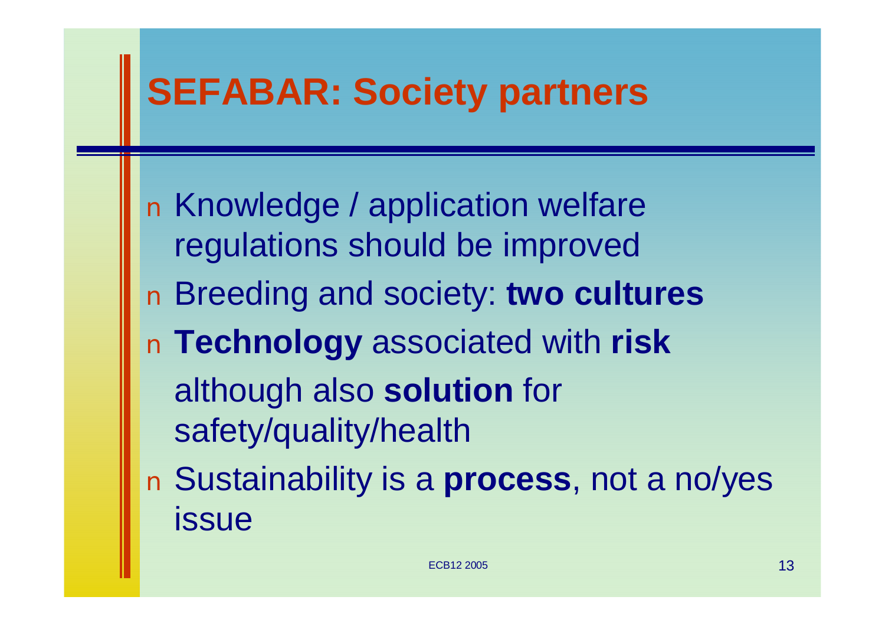# SEFABAR: Society partners

- Knowledge / application welfare regulations should be improved
- Breeding and society: **two cultures**
- **Technology** associated with **risk** although also **solution** for safety/quality/health
- Sustainability is a **process**, not a no/yes issue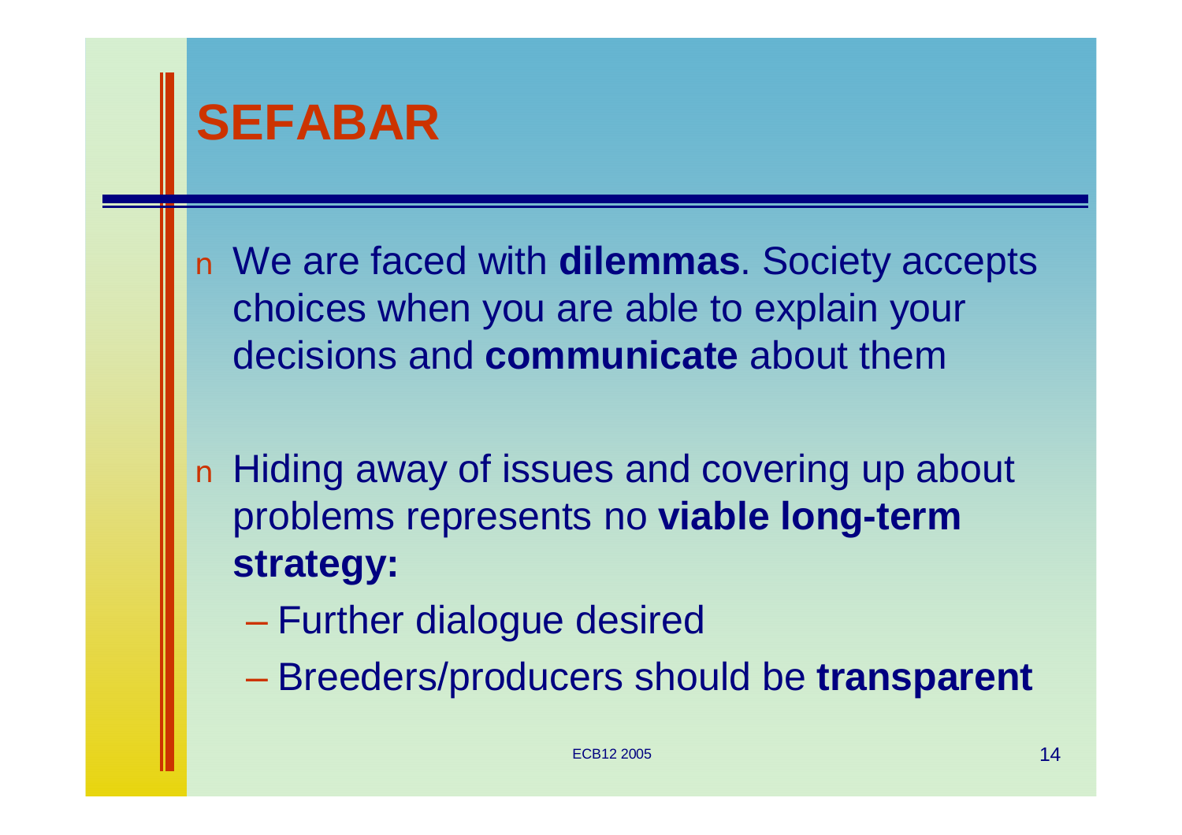# SEFABAR

- We are faced with **dilemmas**. Society accepts choices when you are able to explain your decisions and **communicate** about them

- Hiding away of issues and covering up about problems represents no **viable long-term strategy:**
  - Further dialogue desired
  - Breeders/producers should be **transparent**

ECB12 2005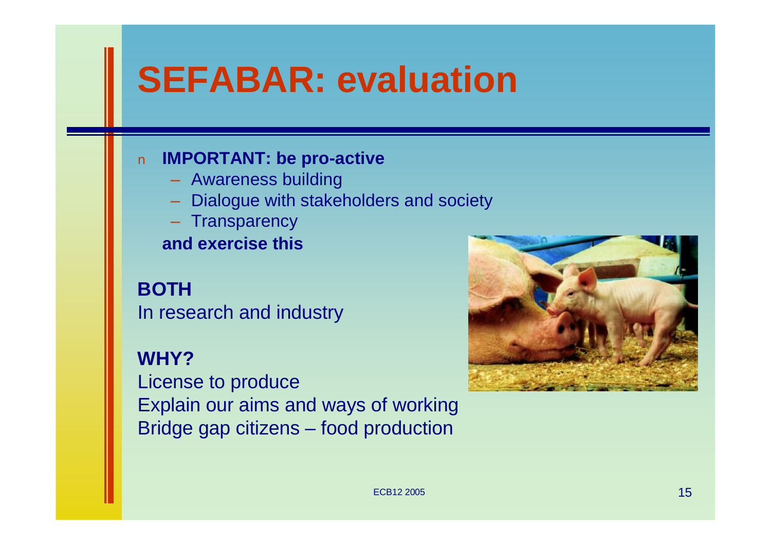# SEFABAR: evaluation

- **IMPORTANT: be pro-active**
  - Awareness building
  - Dialogue with stakeholders and society
  - Transparency

  **and exercise this**

**BOTH**
In research and industry

**WHY?**
License to produce
Explain our aims and ways of working
Bridge gap citizens – food production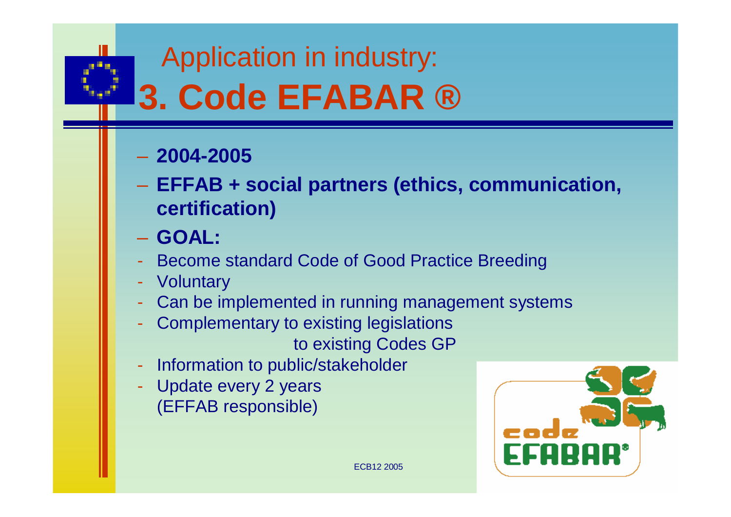# Application in industry:
# 3. Code EFABAR ®

- **2004-2005**
- **EFFAB + social partners (ethics, communication, certification)**
- **GOAL:**
  - Become standard Code of Good Practice Breeding
  - Voluntary
  - Can be implemented in running management systems
  - Complementary to existing legislations
    to existing Codes GP
  - Information to public/stakeholder
  - Update every 2 years
    (EFFAB responsible)

code EFABAR®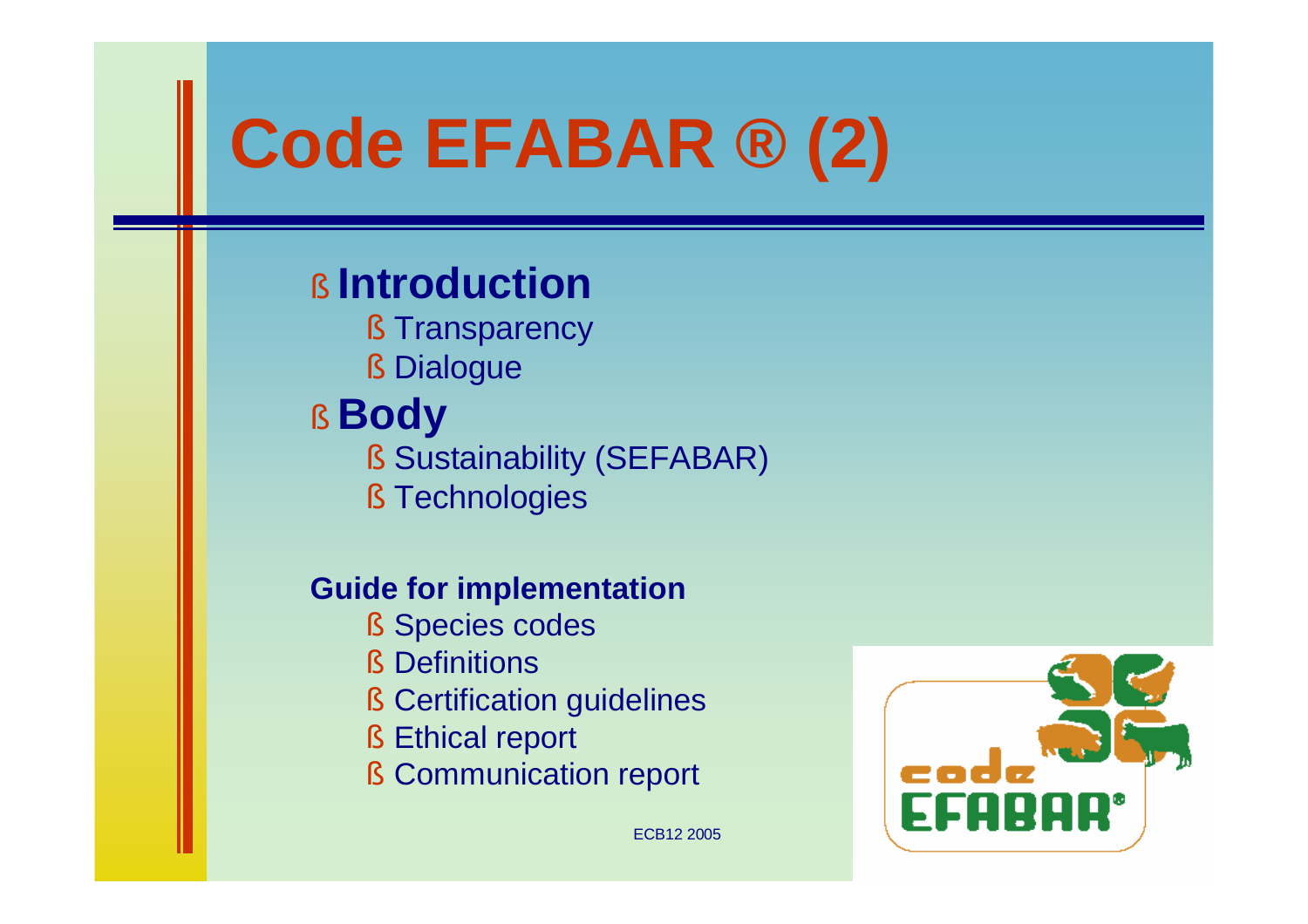# Code EFABAR ® (2)

- **Introduction**
  - Transparency
  - Dialogue
- **Body**
  - Sustainability (SEFABAR)
  - Technologies

**Guide for implementation**

- Species codes
- Definitions
- Certification guidelines
- Ethical report
- Communication report

ECB12 2005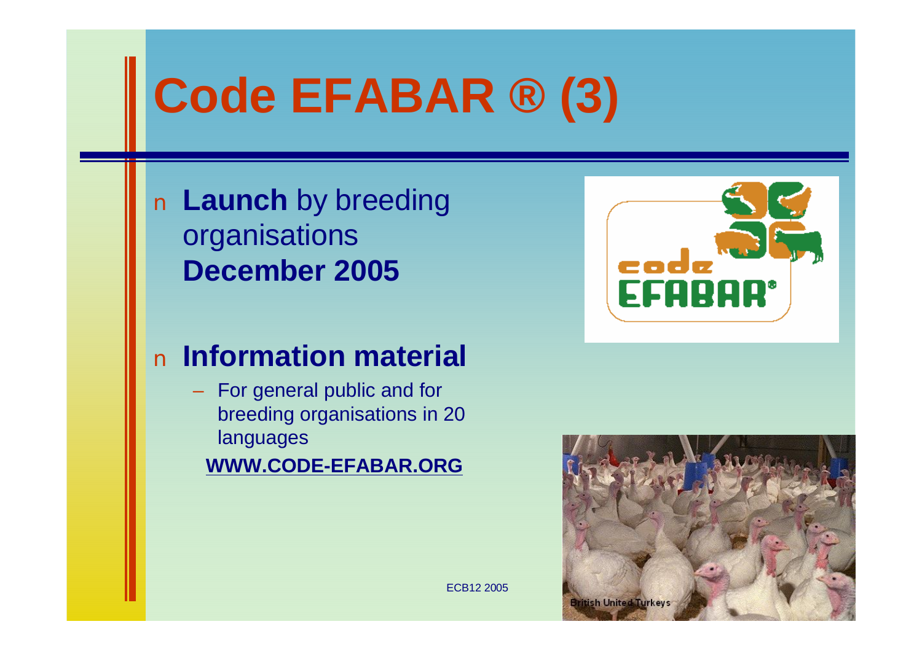# Code EFABAR ® (3)

- **Launch** by breeding organisations **December 2005**

- **Information material**
  - For general public and for breeding organisations in 20 languages

  **WWW.CODE-EFABAR.ORG**

ECB12 2005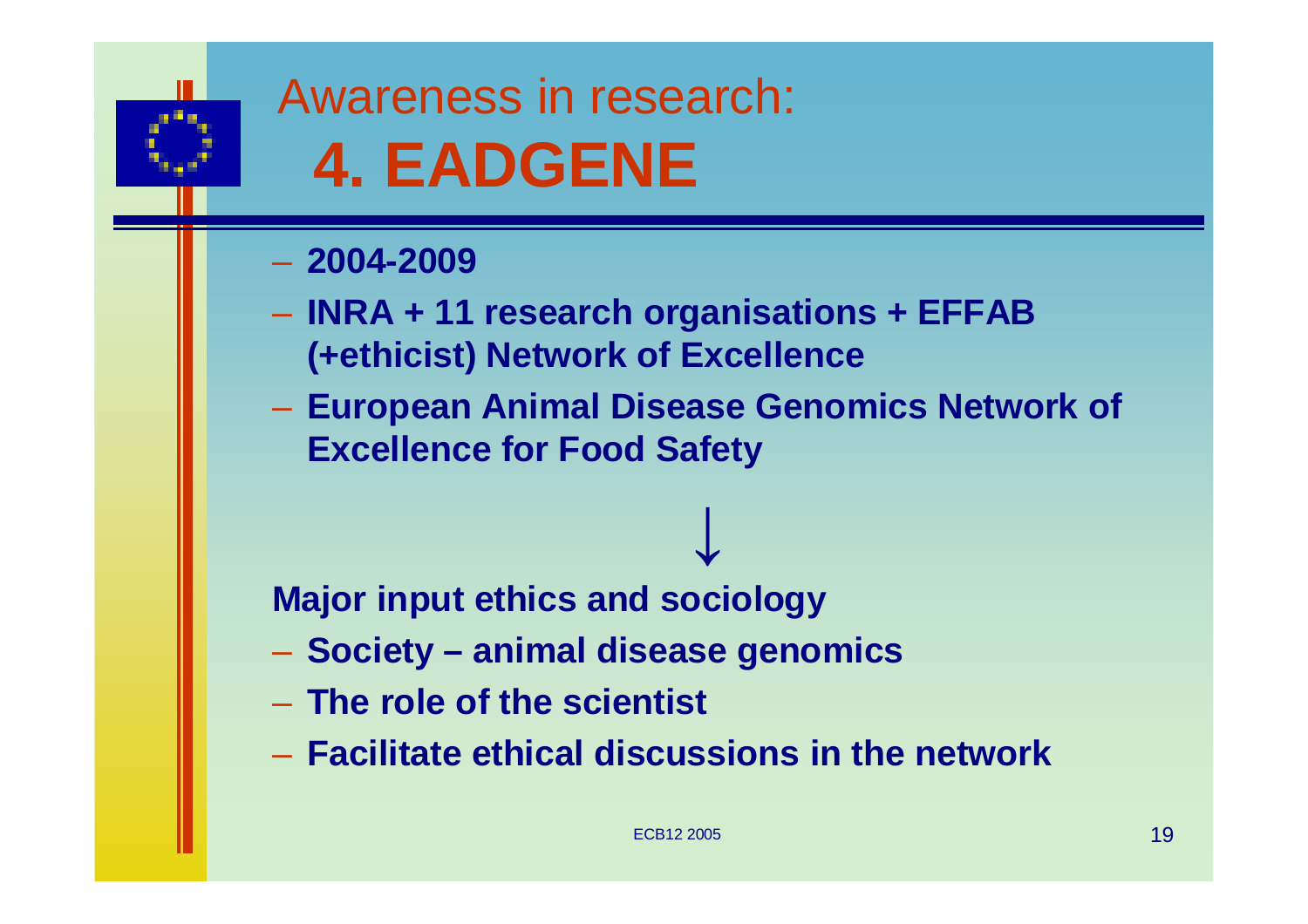# Awareness in research:
# 4. EADGENE

- **2004-2009**
- **INRA + 11 research organisations + EFFAB (+ethicist) Network of Excellence**
- **European Animal Disease Genomics Network of Excellence for Food Safety**

↓

**Major input ethics and sociology**

- **Society – animal disease genomics**
- **The role of the scientist**
- **Facilitate ethical discussions in the network**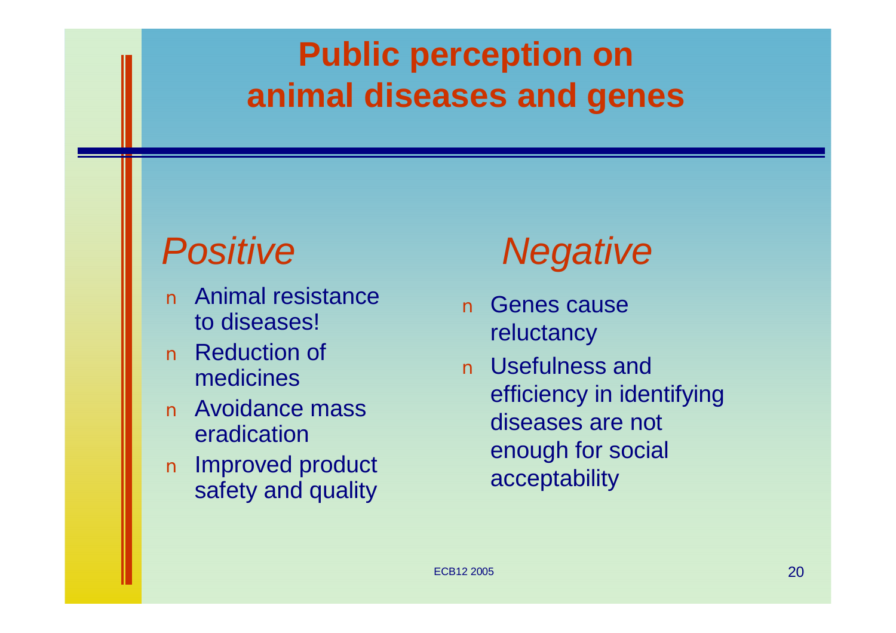# Public perception on animal diseases and genes

## *Positive*

- Animal resistance to diseases!
- Reduction of medicines
- Avoidance mass eradication
- Improved product safety and quality

## *Negative*

- Genes cause reluctancy
- Usefulness and efficiency in identifying diseases are not enough for social acceptability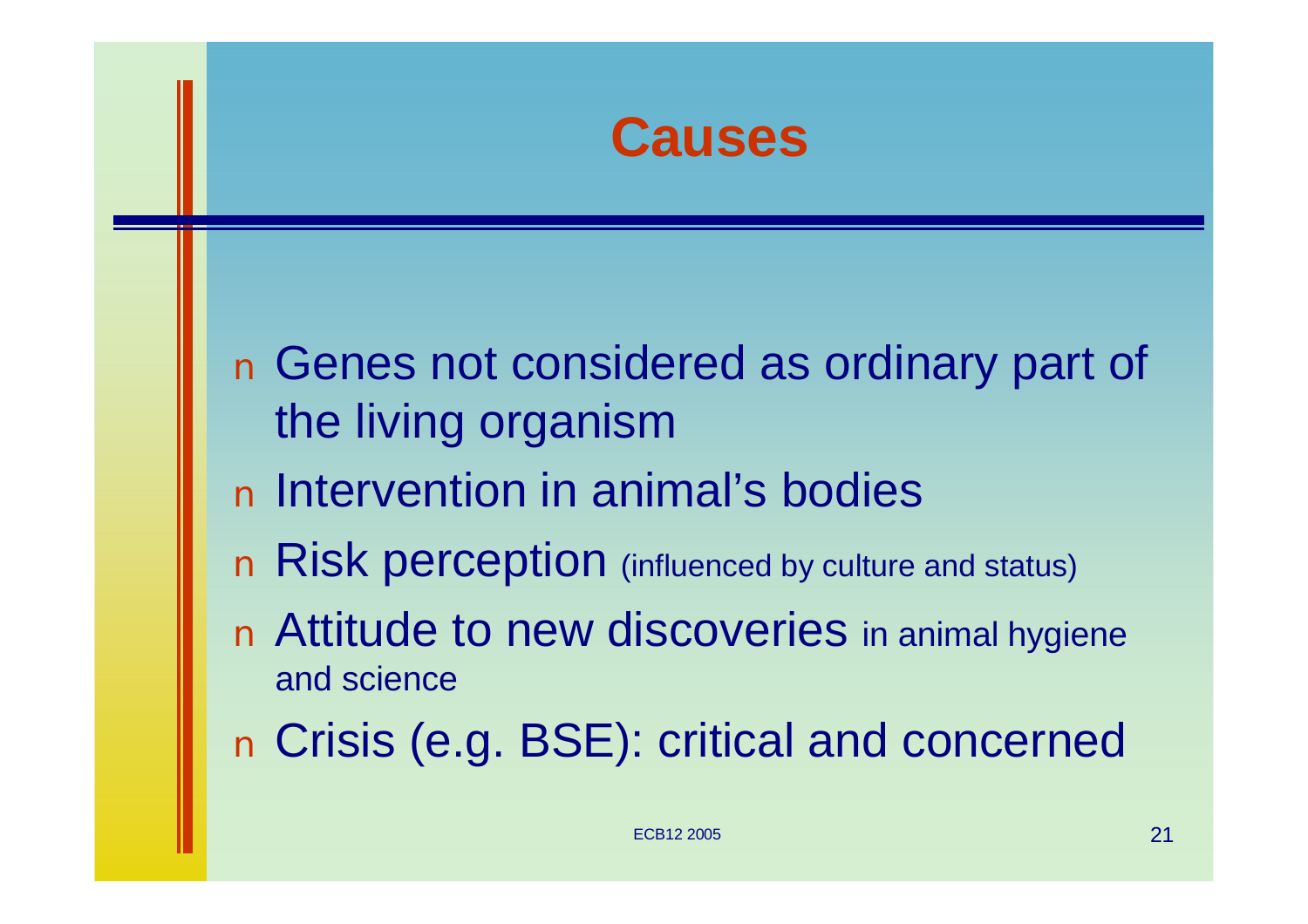# Causes

- Genes not considered as ordinary part of the living organism
- Intervention in animal's bodies
- Risk perception (influenced by culture and status)
- Attitude to new discoveries in animal hygiene and science
- Crisis (e.g. BSE): critical and concerned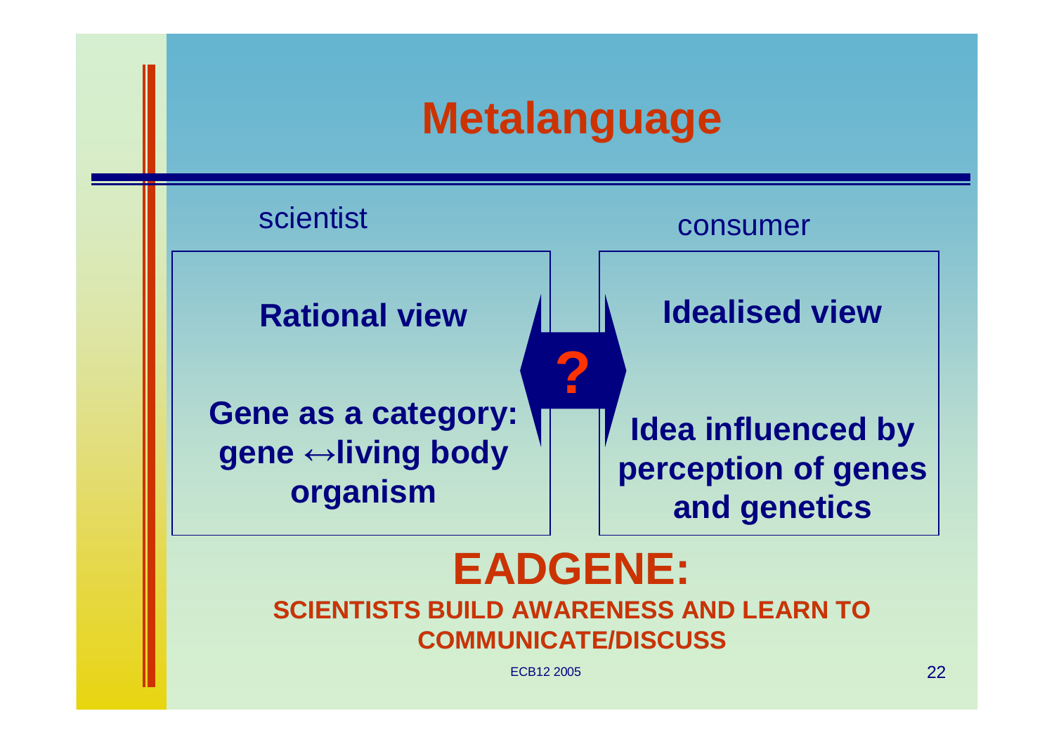# Metalanguage

scientist

**Rational view**

**Gene as a category: gene ↔ living body organism**

**?**

consumer

**Idealised view**

**Idea influenced by perception of genes and genetics**

## EADGENE:

**SCIENTISTS BUILD AWARENESS AND LEARN TO COMMUNICATE/DISCUSS**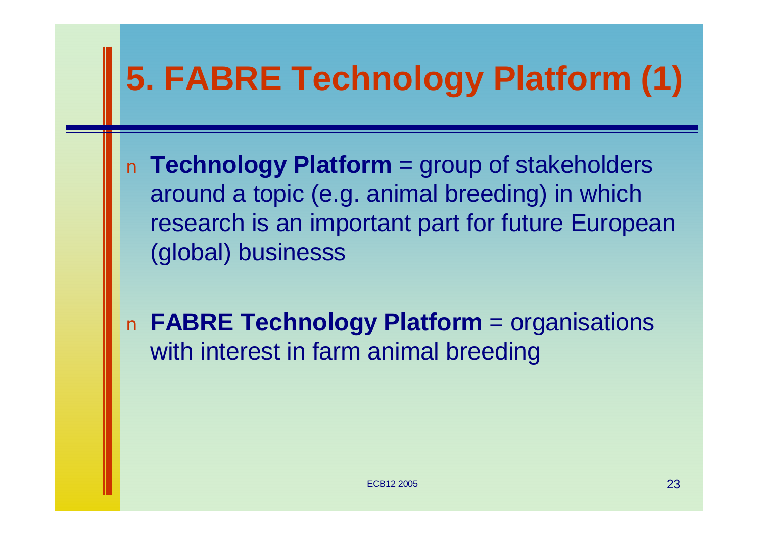# 5. FABRE Technology Platform (1)

- **Technology Platform** = group of stakeholders around a topic (e.g. animal breeding) in which research is an important part for future European (global) businesss

- **FABRE Technology Platform** = organisations with interest in farm animal breeding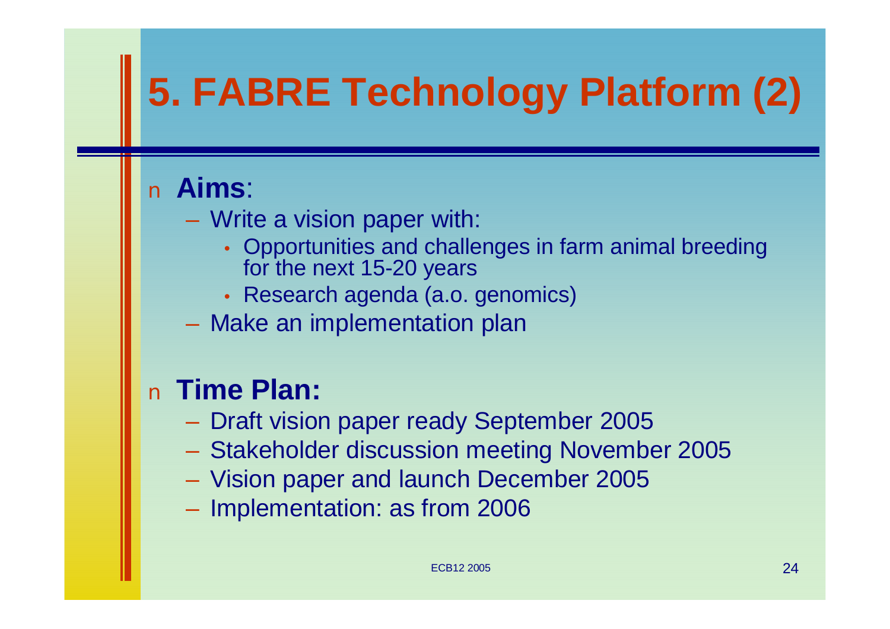# 5. FABRE Technology Platform (2)

- **Aims**:
  - Write a vision paper with:
    - Opportunities and challenges in farm animal breeding for the next 15-20 years
    - Research agenda (a.o. genomics)
  - Make an implementation plan

- **Time Plan:**
  - Draft vision paper ready September 2005
  - Stakeholder discussion meeting November 2005
  - Vision paper and launch December 2005
  - Implementation: as from 2006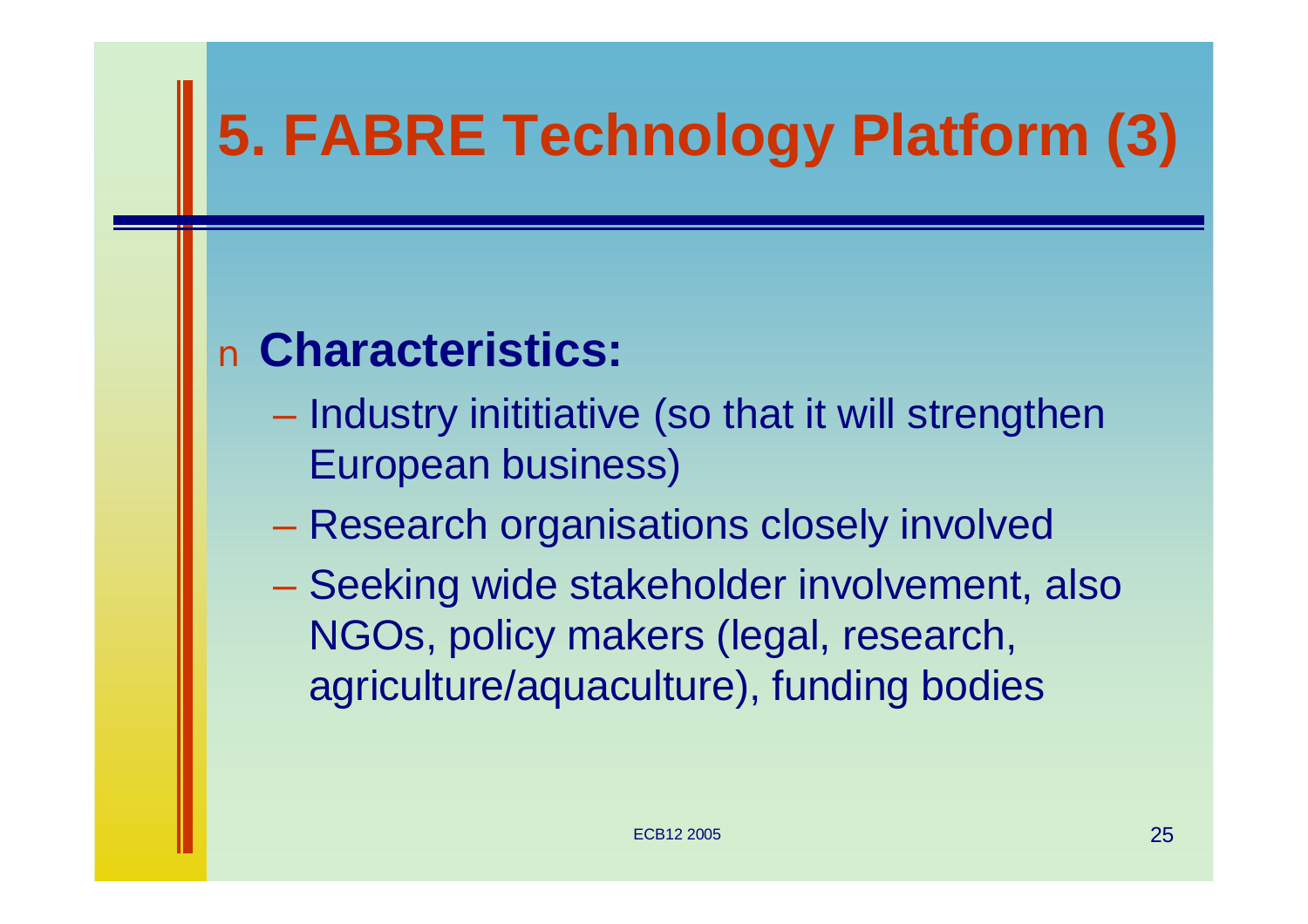# 5. FABRE Technology Platform (3)

- **Characteristics:**
  - Industry inititiative (so that it will strengthen European business)
  - Research organisations closely involved
  - Seeking wide stakeholder involvement, also NGOs, policy makers (legal, research, agriculture/aquaculture), funding bodies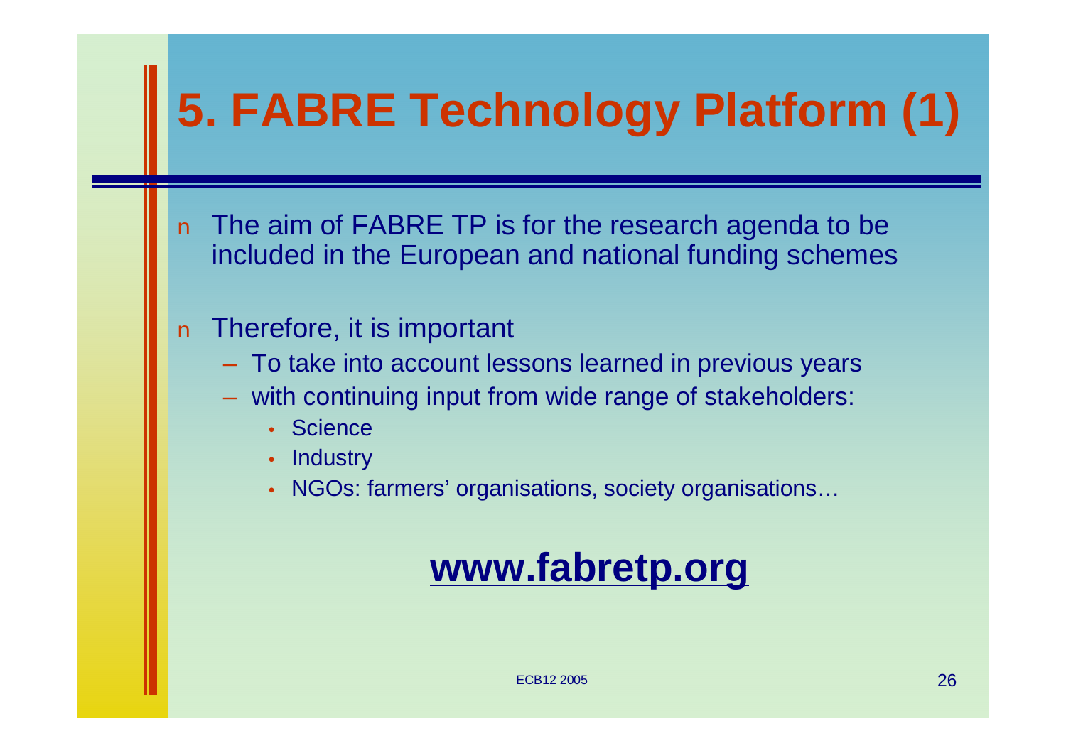# 5. FABRE Technology Platform (1)

- The aim of FABRE TP is for the research agenda to be included in the European and national funding schemes
- Therefore, it is important
  - To take into account lessons learned in previous years
  - with continuing input from wide range of stakeholders:
    - Science
    - Industry
    - NGOs: farmers' organisations, society organisations…

**www.fabretp.org**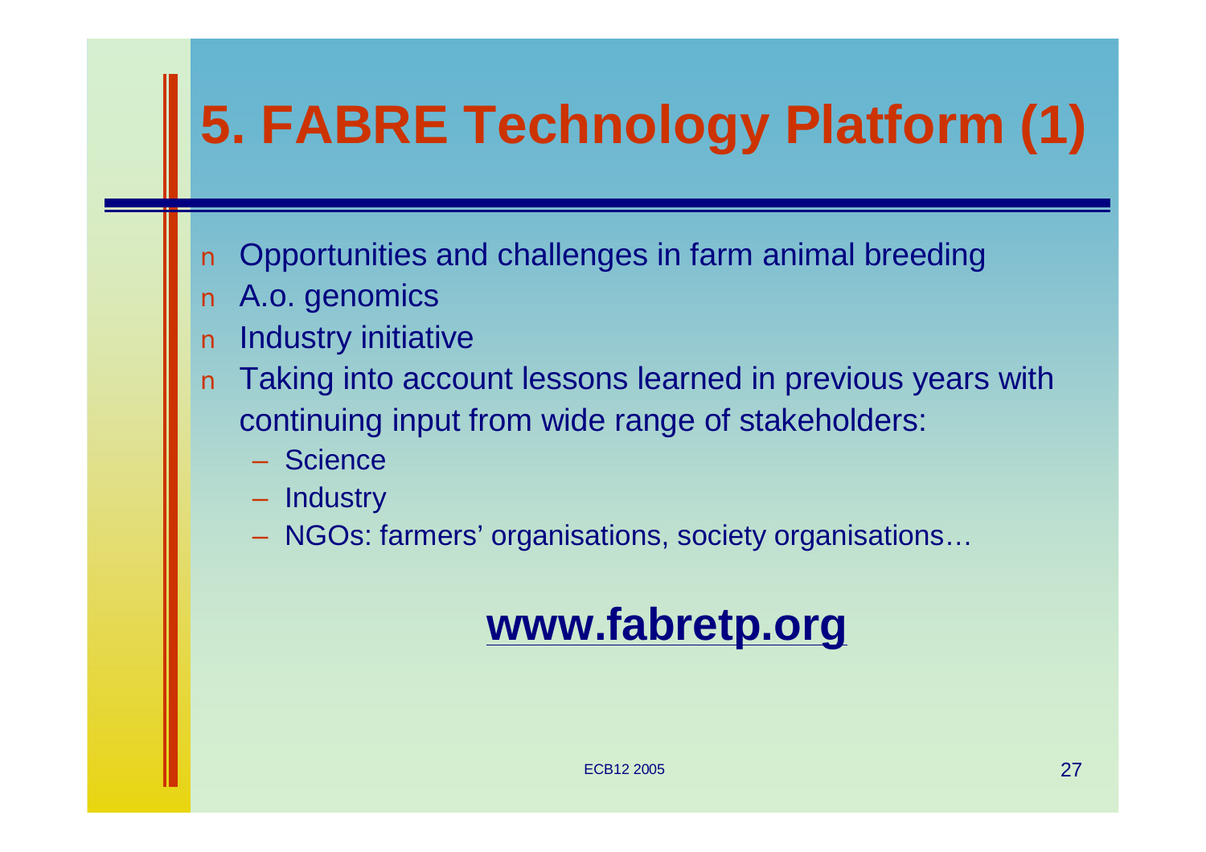# 5. FABRE Technology Platform (1)

- Opportunities and challenges in farm animal breeding
- A.o. genomics
- Industry initiative
- Taking into account lessons learned in previous years with continuing input from wide range of stakeholders:
  - Science
  - Industry
  - NGOs: farmers' organisations, society organisations…

**www.fabretp.org**

ECB12 2005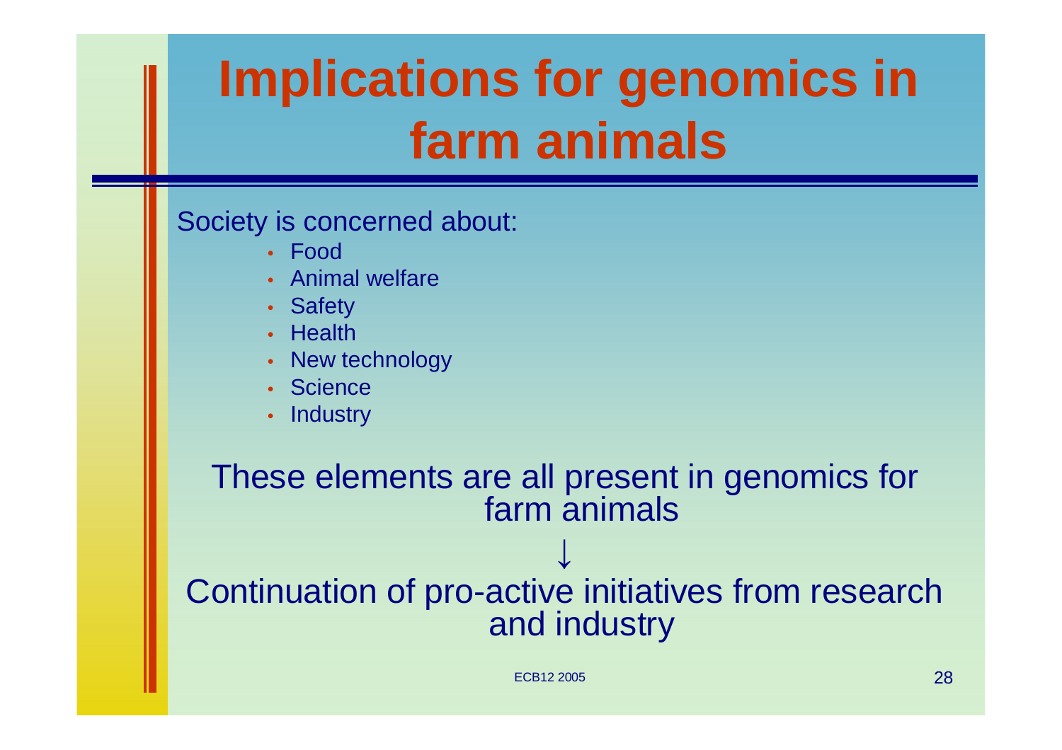# Implications for genomics in farm animals

Society is concerned about:

- Food
- Animal welfare
- Safety
- Health
- New technology
- Science
- Industry

These elements are all present in genomics for farm animals

↓

Continuation of pro-active initiatives from research and industry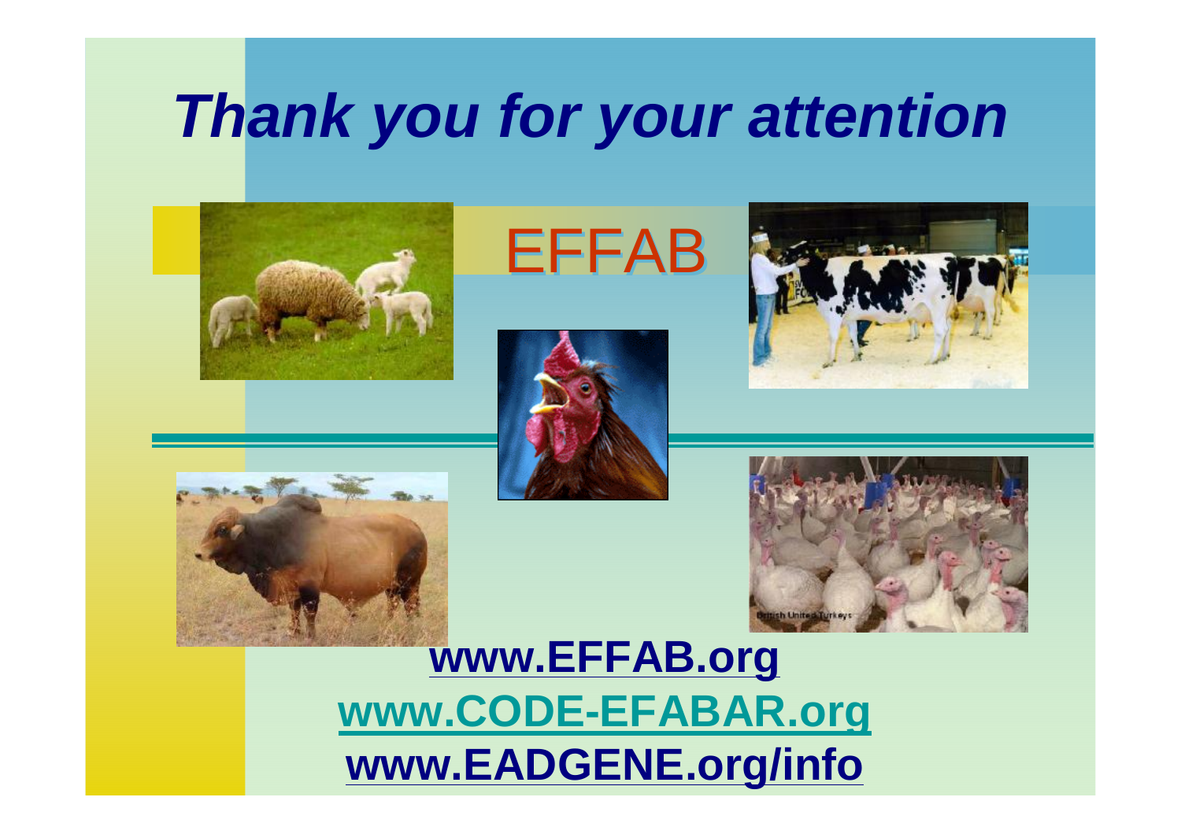# *Thank you for your attention*

EFFAB

**www.EFFAB.org**

**www.CODE-EFABAR.org**

**www.EADGENE.org/info**